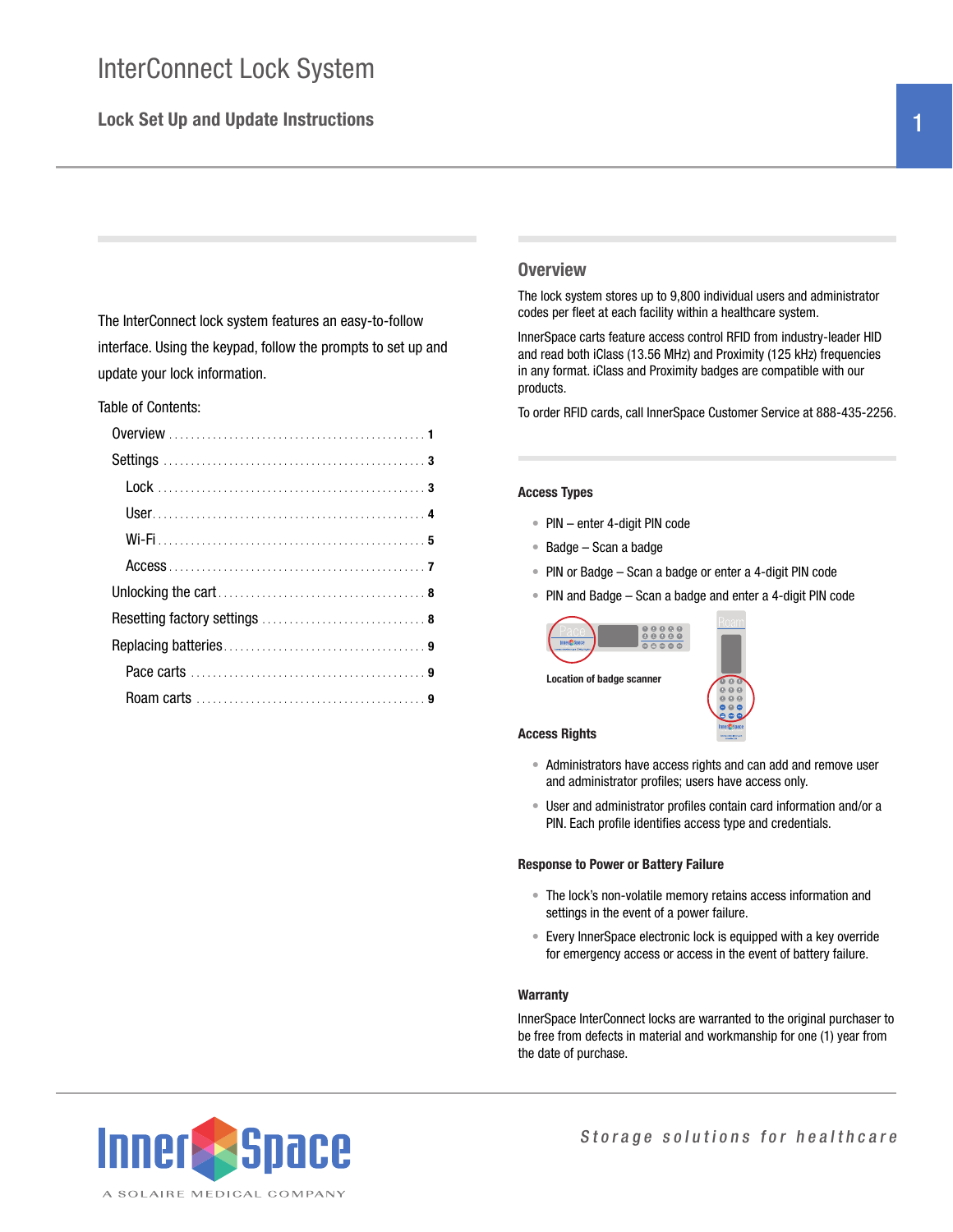# InterConnect Lock System

## Lock Set Up and Update Instructions

The InterConnect lock system features an easy-to-follow interface. Using the keypad, follow the prompts to set up and update your lock information.

Table of Contents:

- Overview ........ 1
- Settings ........ 3
  - Lock ........ 3
  - User ........ 4
  - Wi-Fi ........ 5
  - Access ........ 7
- Unlocking the cart ........ 8
- Resetting factory settings ........ 8
- Replacing batteries ........ 9
  - Pace carts ........ 9
  - Roam carts ........ 9

## Overview

The lock system stores up to 9,800 individual users and administrator codes per fleet at each facility within a healthcare system.

InnerSpace carts feature access control RFID from industry-leader HID and read both iClass (13.56 MHz) and Proximity (125 kHz) frequencies in any format. iClass and Proximity badges are compatible with our products.

To order RFID cards, call InnerSpace Customer Service at 888-435-2256.

### Access Types

- PIN – enter 4-digit PIN code
- Badge – Scan a badge
- PIN or Badge – Scan a badge or enter a 4-digit PIN code
- PIN and Badge – Scan a badge and enter a 4-digit PIN code

Location of badge scanner

### Access Rights

- Administrators have access rights and can add and remove user and administrator profiles; users have access only.
- User and administrator profiles contain card information and/or a PIN. Each profile identifies access type and credentials.

### Response to Power or Battery Failure

- The lock's non-volatile memory retains access information and settings in the event of a power failure.
- Every InnerSpace electronic lock is equipped with a key override for emergency access or access in the event of battery failure.

### Warranty

InnerSpace InterConnect locks are warranted to the original purchaser to be free from defects in material and workmanship for one (1) year from the date of purchase.

InnerSpace
A SOLAIRE MEDICAL COMPANY

*Storage solutions for healthcare*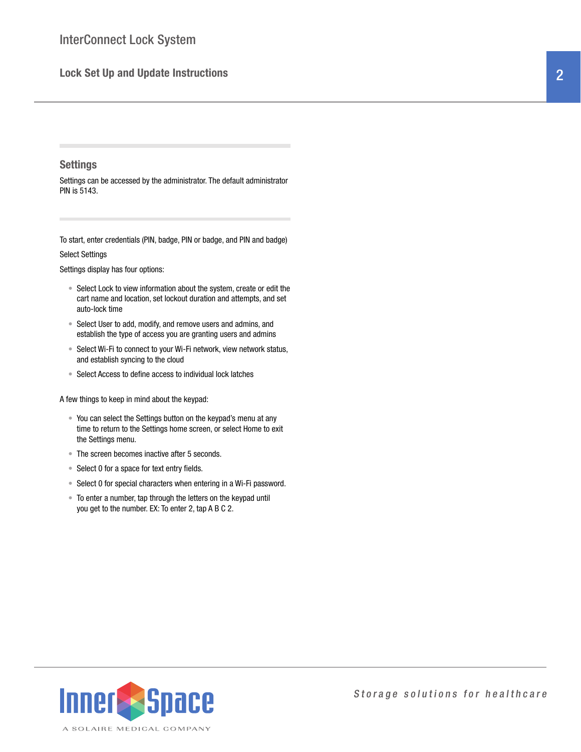## Settings

Settings can be accessed by the administrator. The default administrator PIN is 5143.

To start, enter credentials (PIN, badge, PIN or badge, and PIN and badge)

Select Settings

Settings display has four options:

- Select Lock to view information about the system, create or edit the cart name and location, set lockout duration and attempts, and set auto-lock time
- Select User to add, modify, and remove users and admins, and establish the type of access you are granting users and admins
- Select Wi-Fi to connect to your Wi-Fi network, view network status, and establish syncing to the cloud
- Select Access to define access to individual lock latches

A few things to keep in mind about the keypad:

- You can select the Settings button on the keypad's menu at any time to return to the Settings home screen, or select Home to exit the Settings menu.
- The screen becomes inactive after 5 seconds.
- Select 0 for a space for text entry fields.
- Select 0 for special characters when entering in a Wi-Fi password.
- To enter a number, tap through the letters on the keypad until you get to the number. EX: To enter 2, tap A B C 2.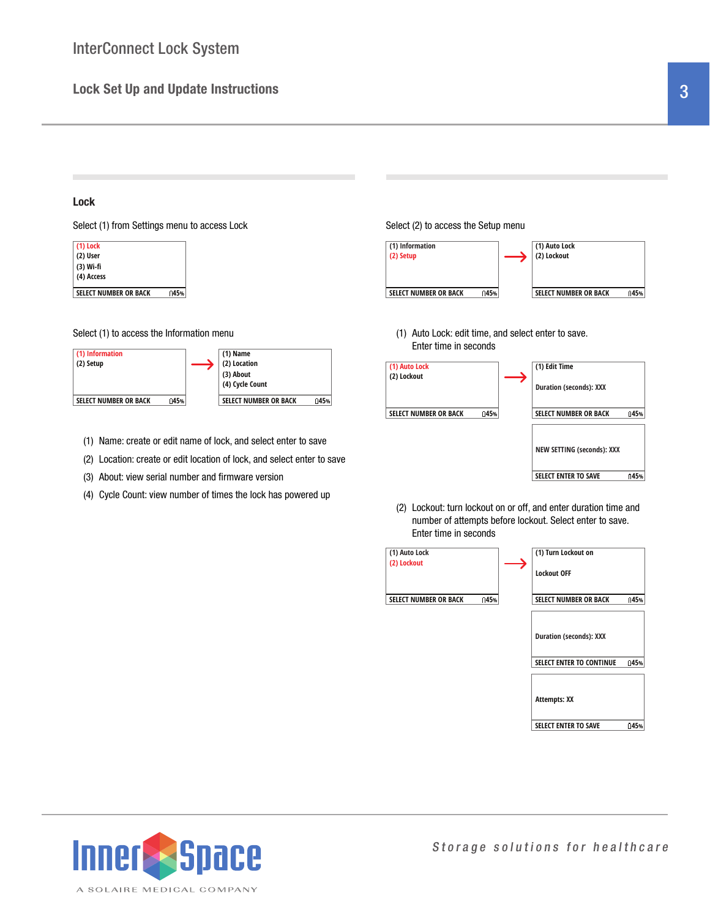## Lock

Select (1) from Settings menu to access Lock

```
(1) Lock
(2) User
(3) Wi-fi
(4) Access
SELECT NUMBER OR BACK    45%
```

Select (1) to access the Information menu

```
(1) Information
(2) Setup
SELECT NUMBER OR BACK    45%
```

→

```
(1) Name
(2) Location
(3) About
(4) Cycle Count
SELECT NUMBER OR BACK    45%
```

(1) Name: create or edit name of lock, and select enter to save

(2) Location: create or edit location of lock, and select enter to save

(3) About: view serial number and firmware version

(4) Cycle Count: view number of times the lock has powered up

Select (2) to access the Setup menu

```
(1) Information
(2) Setup
SELECT NUMBER OR BACK    45%
```

→

```
(1) Auto Lock
(2) Lockout
SELECT NUMBER OR BACK    45%
```

(1) Auto Lock: edit time, and select enter to save. Enter time in seconds

```
(1) Auto Lock
(2) Lockout
SELECT NUMBER OR BACK    45%
```

→

```
(1) Edit Time
Duration (seconds): XXX
SELECT NUMBER OR BACK    45%
```

```
NEW SETTING (seconds): XXX
SELECT ENTER TO SAVE    45%
```

(2) Lockout: turn lockout on or off, and enter duration time and number of attempts before lockout. Select enter to save. Enter time in seconds

```
(1) Auto Lock
(2) Lockout
SELECT NUMBER OR BACK    45%
```

→

```
(1) Turn Lockout on
Lockout OFF
SELECT NUMBER OR BACK    45%
```

```
Duration (seconds): XXX
SELECT ENTER TO CONTINUE    45%
```

```
Attempts: XX
SELECT ENTER TO SAVE    45%
```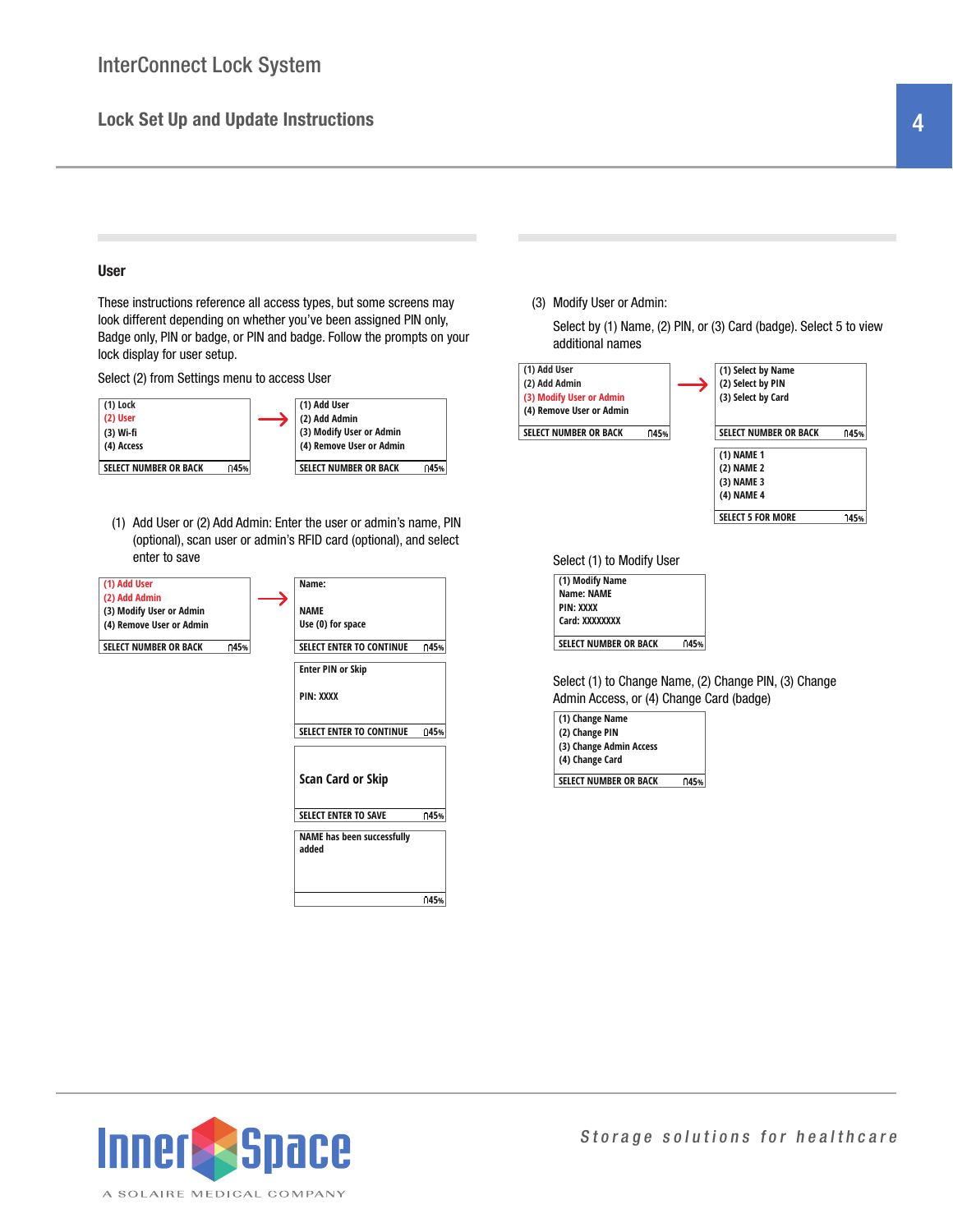## User

These instructions reference all access types, but some screens may look different depending on whether you've been assigned PIN only, Badge only, PIN or badge, or PIN and badge. Follow the prompts on your lock display for user setup.

Select (2) from Settings menu to access User

```
(1) Lock
(2) User
(3) Wi-fi
(4) Access
SELECT NUMBER OR BACK        45%
```

→

```
(1) Add User
(2) Add Admin
(3) Modify User or Admin
(4) Remove User or Admin
SELECT NUMBER OR BACK        45%
```

(1) Add User or (2) Add Admin: Enter the user or admin's name, PIN (optional), scan user or admin's RFID card (optional), and select enter to save

```
(1) Add User
(2) Add Admin
(3) Modify User or Admin
(4) Remove User or Admin
SELECT NUMBER OR BACK        45%
```

→

```
Name:

NAME
Use (0) for space
SELECT ENTER TO CONTINUE     45%
```

```
Enter PIN or Skip

PIN: XXXX
SELECT ENTER TO CONTINUE     45%
```

```
Scan Card or Skip
SELECT ENTER TO SAVE         45%
```

```
NAME has been successfully
added
                             45%
```

(3) Modify User or Admin:

Select by (1) Name, (2) PIN, or (3) Card (badge). Select 5 to view additional names

```
(1) Add User
(2) Add Admin
(3) Modify User or Admin
(4) Remove User or Admin
SELECT NUMBER OR BACK        45%
```

→

```
(1) Select by Name
(2) Select by PIN
(3) Select by Card
SELECT NUMBER OR BACK        45%
```

```
(1) NAME 1
(2) NAME 2
(3) NAME 3
(4) NAME 4
SELECT 5 FOR MORE            45%
```

Select (1) to Modify User

```
(1) Modify Name
Name: NAME
PIN: XXXX
Card: XXXXXXXX
SELECT NUMBER OR BACK        45%
```

Select (1) to Change Name, (2) Change PIN, (3) Change Admin Access, or (4) Change Card (badge)

```
(1) Change Name
(2) Change PIN
(3) Change Admin Access
(4) Change Card
SELECT NUMBER OR BACK        45%
```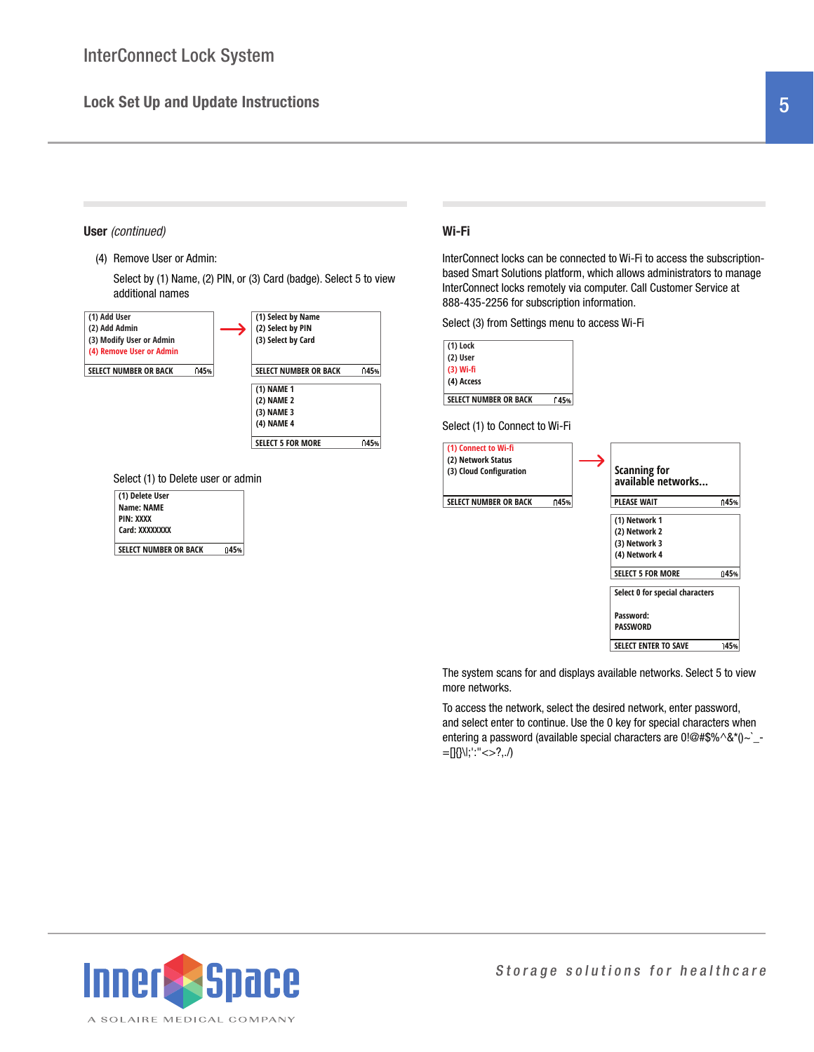## User *(continued)*

(4) Remove User or Admin:

Select by (1) Name, (2) PIN, or (3) Card (badge). Select 5 to view additional names

```
(1) Add User
(2) Add Admin
(3) Modify User or Admin
(4) Remove User or Admin
SELECT NUMBER OR BACK        45%
```

```
(1) Select by Name
(2) Select by PIN
(3) Select by Card
SELECT NUMBER OR BACK        45%
```

```
(1) NAME 1
(2) NAME 2
(3) NAME 3
(4) NAME 4
SELECT 5 FOR MORE            45%
```

Select (1) to Delete user or admin

```
(1) Delete User
Name: NAME
PIN: XXXX
Card: XXXXXXXX
SELECT NUMBER OR BACK        45%
```

## Wi-Fi

InterConnect locks can be connected to Wi-Fi to access the subscription-based Smart Solutions platform, which allows administrators to manage InterConnect locks remotely via computer. Call Customer Service at 888-435-2256 for subscription information.

Select (3) from Settings menu to access Wi-Fi

```
(1) Lock
(2) User
(3) Wi-fi
(4) Access
SELECT NUMBER OR BACK        45%
```

Select (1) to Connect to Wi-Fi

```
(1) Connect to Wi-fi
(2) Network Status
(3) Cloud Configuration
SELECT NUMBER OR BACK        45%
```

```
Scanning for
available networks...
PLEASE WAIT                  45%
```

```
(1) Network 1
(2) Network 2
(3) Network 3
(4) Network 4
SELECT 5 FOR MORE            45%
```

```
Select 0 for special characters

Password:
PASSWORD
SELECT ENTER TO SAVE         45%
```

The system scans for and displays available networks. Select 5 to view more networks.

To access the network, select the desired network, enter password, and select enter to continue. Use the 0 key for special characters when entering a password (available special characters are 0!@#$%^&*()~`_-=[]{}\|;':"<>?,./)

Storage solutions for healthcare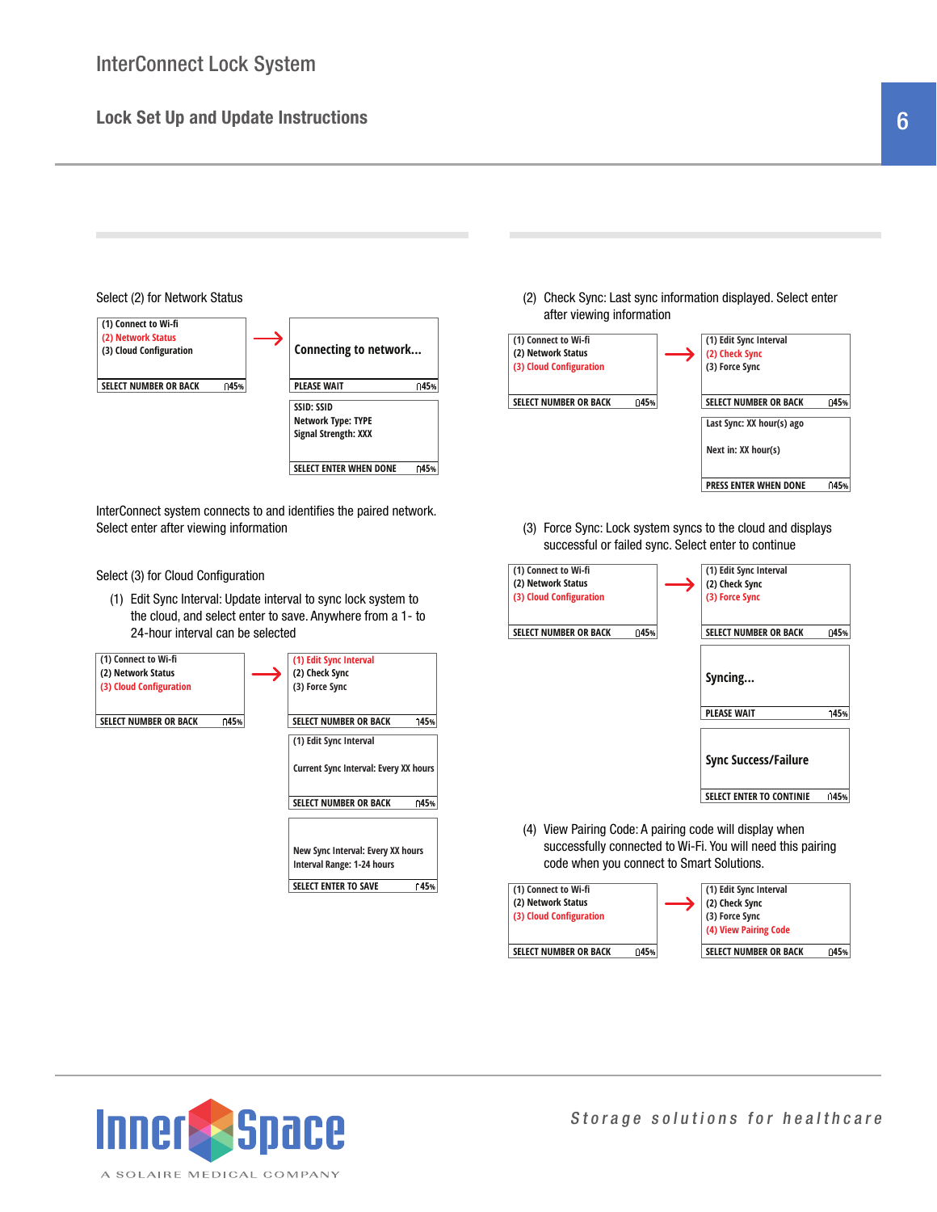# InterConnect Lock System

## Lock Set Up and Update Instructions

Select (2) for Network Status

```
(1) Connect to Wi-fi
(2) Network Status
(3) Cloud Configuration

SELECT NUMBER OR BACK        45%
```

→

```
Connecting to network...

PLEASE WAIT                  45%
```

```
SSID: SSID
Network Type: TYPE
Signal Strength: XXX

SELECT ENTER WHEN DONE       45%
```

InterConnect system connects to and identifies the paired network. Select enter after viewing information

Select (3) for Cloud Configuration

(1) Edit Sync Interval: Update interval to sync lock system to the cloud, and select enter to save. Anywhere from a 1- to 24-hour interval can be selected

```
(1) Connect to Wi-fi
(2) Network Status
(3) Cloud Configuration

SELECT NUMBER OR BACK        45%
```

→

```
(1) Edit Sync Interval
(2) Check Sync
(3) Force Sync

SELECT NUMBER OR BACK        45%
```

```
(1) Edit Sync Interval

Current Sync Interval: Every XX hours

SELECT NUMBER OR BACK        45%
```

```
New Sync Interval: Every XX hours
Interval Range: 1-24 hours

SELECT ENTER TO SAVE         45%
```

(2) Check Sync: Last sync information displayed. Select enter after viewing information

```
(1) Connect to Wi-fi
(2) Network Status
(3) Cloud Configuration

SELECT NUMBER OR BACK        45%
```

→

```
(1) Edit Sync Interval
(2) Check Sync
(3) Force Sync

SELECT NUMBER OR BACK        45%
```

```
Last Sync: XX hour(s) ago

Next in: XX hour(s)

PRESS ENTER WHEN DONE        45%
```

(3) Force Sync: Lock system syncs to the cloud and displays successful or failed sync. Select enter to continue

```
(1) Connect to Wi-fi
(2) Network Status
(3) Cloud Configuration

SELECT NUMBER OR BACK        45%
```

→

```
(1) Edit Sync Interval
(2) Check Sync
(3) Force Sync

SELECT NUMBER OR BACK        45%
```

```
Syncing...

PLEASE WAIT                  45%
```

```
Sync Success/Failure

SELECT ENTER TO CONTINIE     45%
```

(4) View Pairing Code: A pairing code will display when successfully connected to Wi-Fi. You will need this pairing code when you connect to Smart Solutions.

```
(1) Connect to Wi-fi
(2) Network Status
(3) Cloud Configuration

SELECT NUMBER OR BACK        45%
```

→

```
(1) Edit Sync Interval
(2) Check Sync
(3) Force Sync
(4) View Pairing Code

SELECT NUMBER OR BACK        45%
```

InnerSpace
A SOLAIRE MEDICAL COMPANY

*Storage solutions for healthcare*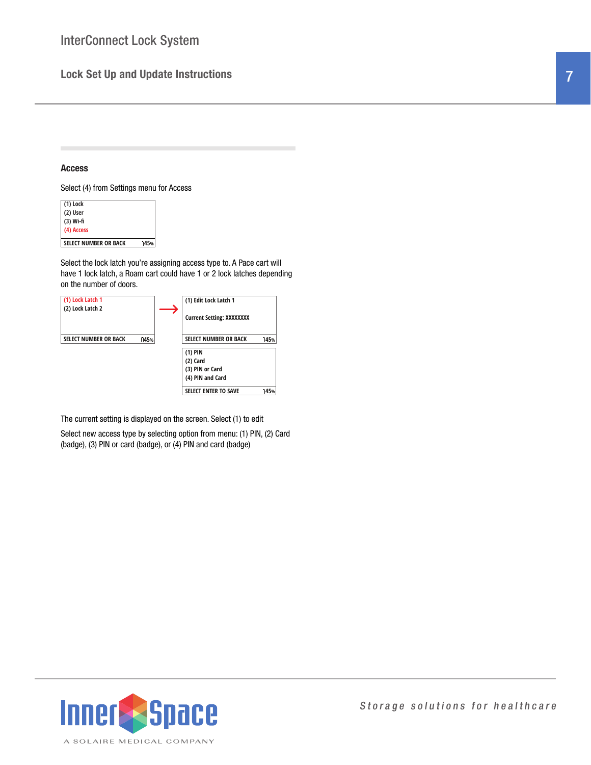## Access

Select (4) from Settings menu for Access

```
(1) Lock
(2) User
(3) Wi-fi
(4) Access
SELECT NUMBER OR BACK        145%
```

Select the lock latch you're assigning access type to. A Pace cart will have 1 lock latch, a Roam cart could have 1 or 2 lock latches depending on the number of doors.

```
(1) Lock Latch 1
(2) Lock Latch 2
SELECT NUMBER OR BACK        145%
```

→

```
(1) Edit Lock Latch 1

Current Setting: XXXXXXXX
SELECT NUMBER OR BACK        145%
```

```
(1) PIN
(2) Card
(3) PIN or Card
(4) PIN and Card
SELECT ENTER TO SAVE         145%
```

The current setting is displayed on the screen. Select (1) to edit

Select new access type by selecting option from menu: (1) PIN, (2) Card (badge), (3) PIN or card (badge), or (4) PIN and card (badge)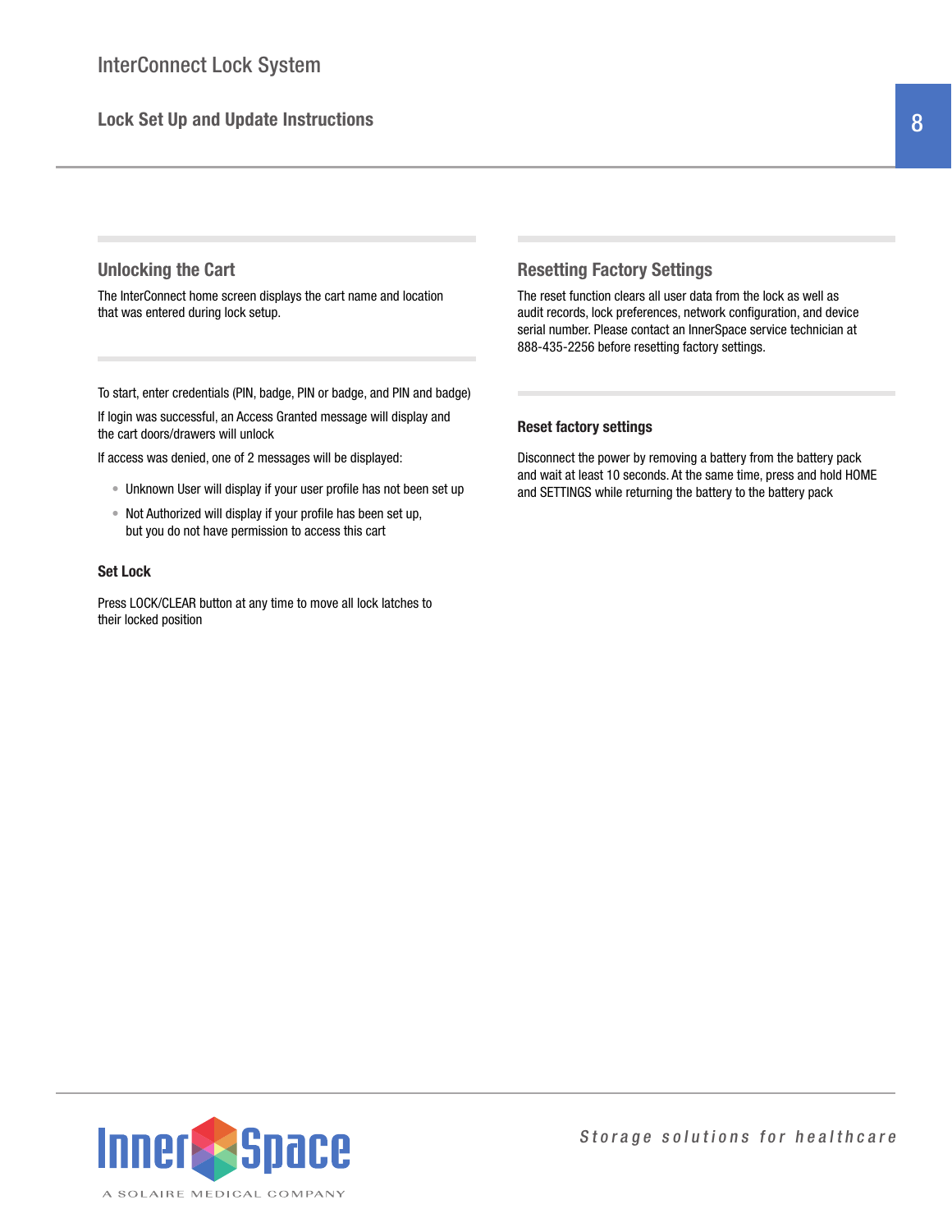## Unlocking the Cart

The InterConnect home screen displays the cart name and location that was entered during lock setup.

To start, enter credentials (PIN, badge, PIN or badge, and PIN and badge)

If login was successful, an Access Granted message will display and the cart doors/drawers will unlock

If access was denied, one of 2 messages will be displayed:

- Unknown User will display if your user profile has not been set up
- Not Authorized will display if your profile has been set up, but you do not have permission to access this cart

### Set Lock

Press LOCK/CLEAR button at any time to move all lock latches to their locked position

## Resetting Factory Settings

The reset function clears all user data from the lock as well as audit records, lock preferences, network configuration, and device serial number. Please contact an InnerSpace service technician at 888-435-2256 before resetting factory settings.

### Reset factory settings

Disconnect the power by removing a battery from the battery pack and wait at least 10 seconds. At the same time, press and hold HOME and SETTINGS while returning the battery to the battery pack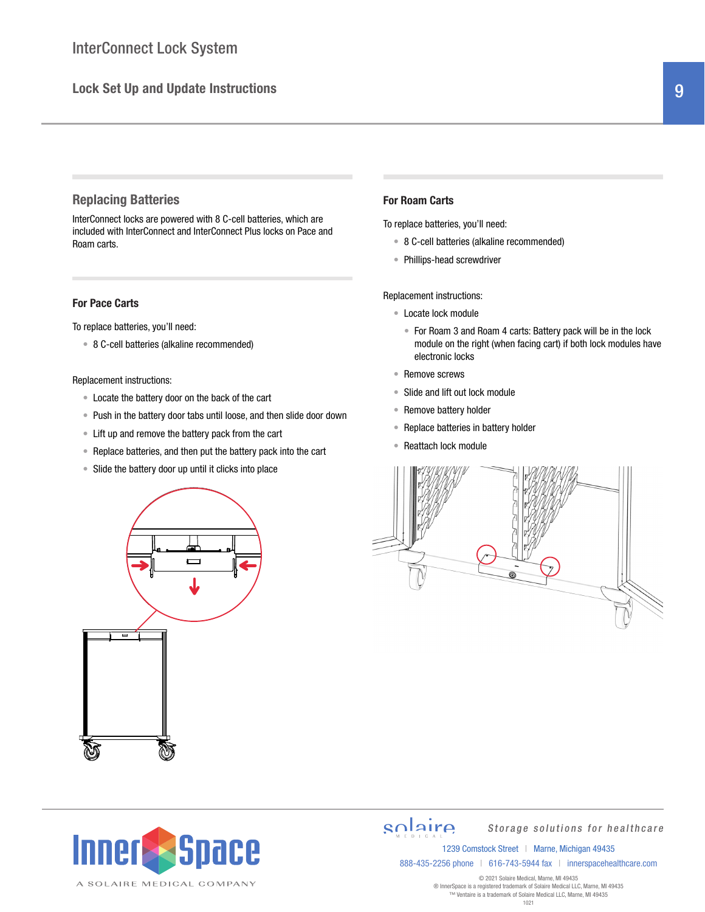# InterConnect Lock System

## Lock Set Up and Update Instructions

### Replacing Batteries

InterConnect locks are powered with 8 C-cell batteries, which are included with InterConnect and InterConnect Plus locks on Pace and Roam carts.

### For Pace Carts

To replace batteries, you'll need:

- 8 C-cell batteries (alkaline recommended)

Replacement instructions:

- Locate the battery door on the back of the cart
- Push in the battery door tabs until loose, and then slide door down
- Lift up and remove the battery pack from the cart
- Replace batteries, and then put the battery pack into the cart
- Slide the battery door up until it clicks into place

### For Roam Carts

To replace batteries, you'll need:

- 8 C-cell batteries (alkaline recommended)
- Phillips-head screwdriver

Replacement instructions:

- Locate lock module
  - For Roam 3 and Roam 4 carts: Battery pack will be in the lock module on the right (when facing cart) if both lock modules have electronic locks
- Remove screws
- Slide and lift out lock module
- Remove battery holder
- Replace batteries in battery holder
- Reattach lock module

InnerSpace
A SOLAIRE MEDICAL COMPANY

solaire MEDICAL *Storage solutions for healthcare*

1239 Comstock Street | Marne, Michigan 49435
888-435-2256 phone | 616-743-5944 fax | innerspacehealthcare.com

© 2021 Solaire Medical, Marne, MI 49435
® InnerSpace is a registered trademark of Solaire Medical LLC, Marne, MI 49435
™ Ventaire is a trademark of Solaire Medical LLC, Marne, MI 49435
1021